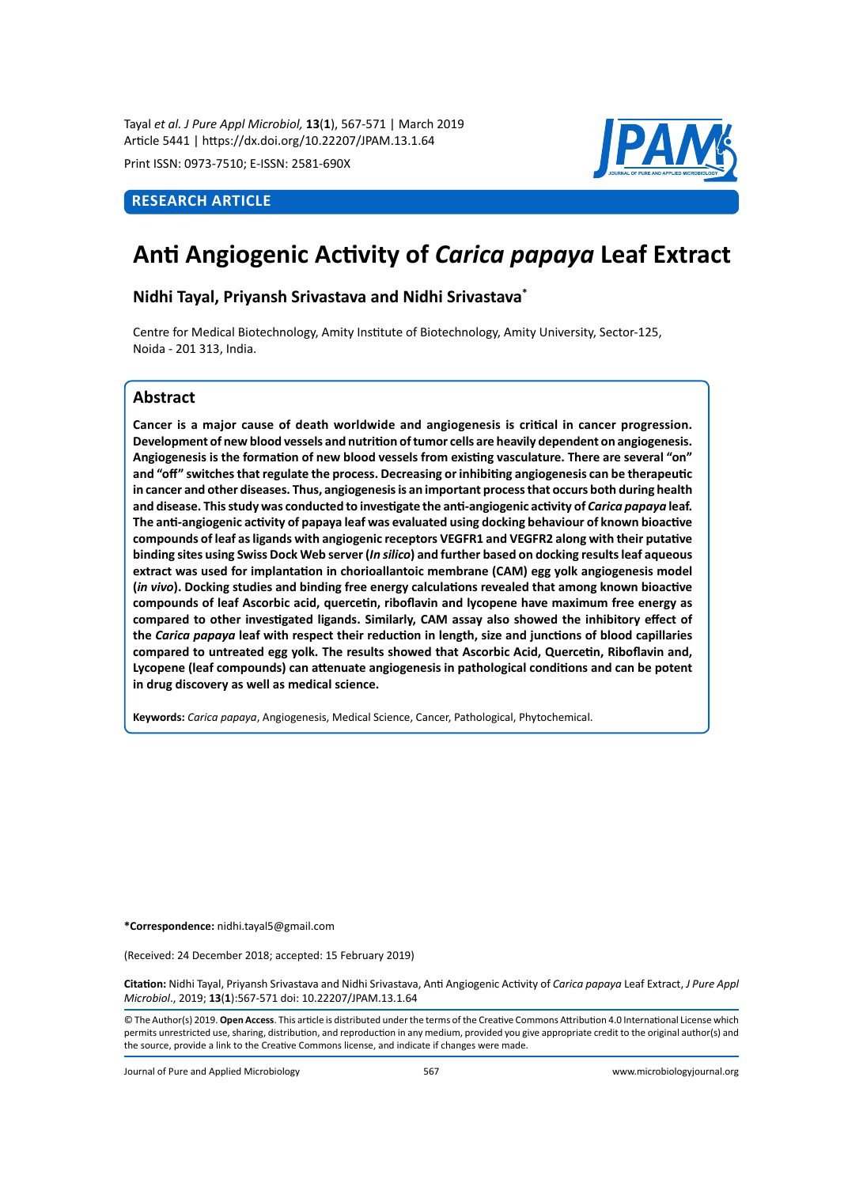RESEARCH ARTICLE

# Anti Angiogenic Activity of *Carica papaya* Leaf Extract

**Nidhi Tayal, Priyansh Srivastava and Nidhi Srivastava***

Centre for Medical Biotechnology, Amity Institute of Biotechnology, Amity University, Sector-125, Noida - 201 313, India.

## Abstract

**Cancer is a major cause of death worldwide and angiogenesis is critical in cancer progression. Development of new blood vessels and nutrition of tumor cells are heavily dependent on angiogenesis. Angiogenesis is the formation of new blood vessels from existing vasculature. There are several "on" and "off" switches that regulate the process. Decreasing or inhibiting angiogenesis can be therapeutic in cancer and other diseases. Thus, angiogenesis is an important process that occurs both during health and disease. This study was conducted to investigate the anti-angiogenic activity of *Carica papaya* leaf. The anti-angiogenic activity of papaya leaf was evaluated using docking behaviour of known bioactive compounds of leaf as ligands with angiogenic receptors VEGFR1 and VEGFR2 along with their putative binding sites using Swiss Dock Web server (*In silico*) and further based on docking results leaf aqueous extract was used for implantation in chorioallantoic membrane (CAM) egg yolk angiogenesis model (*in vivo*). Docking studies and binding free energy calculations revealed that among known bioactive compounds of leaf Ascorbic acid, quercetin, riboflavin and lycopene have maximum free energy as compared to other investigated ligands. Similarly, CAM assay also showed the inhibitory effect of the *Carica papaya* leaf with respect their reduction in length, size and junctions of blood capillaries compared to untreated egg yolk. The results showed that Ascorbic Acid, Quercetin, Riboflavin and, Lycopene (leaf compounds) can attenuate angiogenesis in pathological conditions and can be potent in drug discovery as well as medical science.**

**Keywords:** *Carica papaya*, Angiogenesis, Medical Science, Cancer, Pathological, Phytochemical.

***Correspondence:** nidhi.tayal5@gmail.com

(Received: 24 December 2018; accepted: 15 February 2019)

**Citation:** Nidhi Tayal, Priyansh Srivastava and Nidhi Srivastava, Anti Angiogenic Activity of *Carica papaya* Leaf Extract, *J Pure Appl Microbiol*., 2019; **13**(**1**):567-571 doi: 10.22207/JPAM.13.1.64

© The Author(s) 2019. **Open Access**. This article is distributed under the terms of the Creative Commons Attribution 4.0 International License which permits unrestricted use, sharing, distribution, and reproduction in any medium, provided you give appropriate credit to the original author(s) and the source, provide a link to the Creative Commons license, and indicate if changes were made.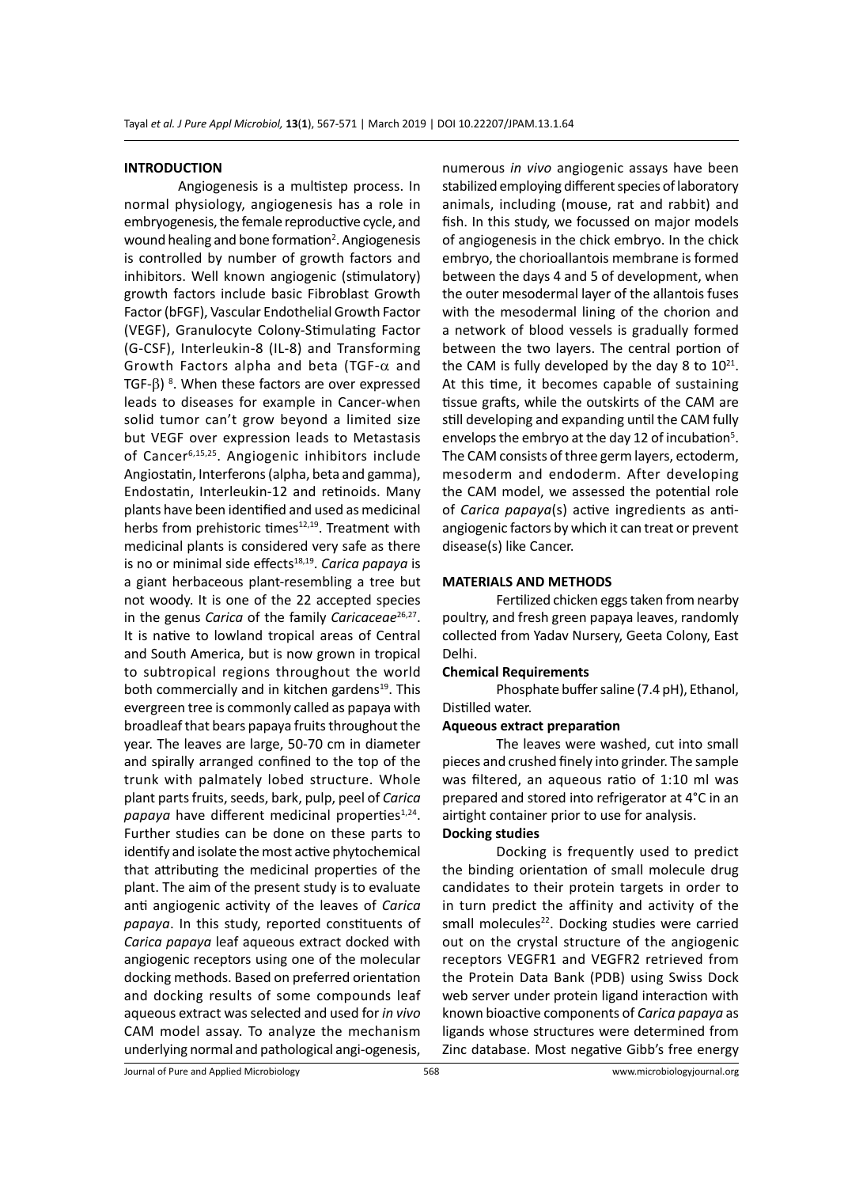## INTRODUCTION

Angiogenesis is a multistep process. In normal physiology, angiogenesis has a role in embryogenesis, the female reproductive cycle, and wound healing and bone formation[2]. Angiogenesis is controlled by number of growth factors and inhibitors. Well known angiogenic (stimulatory) growth factors include basic Fibroblast Growth Factor (bFGF), Vascular Endothelial Growth Factor (VEGF), Granulocyte Colony-Stimulating Factor (G-CSF), Interleukin-8 (IL-8) and Transforming Growth Factors alpha and beta (TGF-$\alpha$ and TGF-$\beta$) [8]. When these factors are over expressed leads to diseases for example in Cancer-when solid tumor can't grow beyond a limited size but VEGF over expression leads to Metastasis of Cancer[6,15,25]. Angiogenic inhibitors include Angiostatin, Interferons (alpha, beta and gamma), Endostatin, Interleukin-12 and retinoids. Many plants have been identified and used as medicinal herbs from prehistoric times[12,19]. Treatment with medicinal plants is considered very safe as there is no or minimal side effects[18,19]. *Carica papaya* is a giant herbaceous plant-resembling a tree but not woody. It is one of the 22 accepted species in the genus *Carica* of the family *Caricaceae*[26,27]. It is native to lowland tropical areas of Central and South America, but is now grown in tropical to subtropical regions throughout the world both commercially and in kitchen gardens[19]. This evergreen tree is commonly called as papaya with broadleaf that bears papaya fruits throughout the year. The leaves are large, 50-70 cm in diameter and spirally arranged confined to the top of the trunk with palmately lobed structure. Whole plant parts fruits, seeds, bark, pulp, peel of *Carica papaya* have different medicinal properties[1,24]. Further studies can be done on these parts to identify and isolate the most active phytochemical that attributing the medicinal properties of the plant. The aim of the present study is to evaluate anti angiogenic activity of the leaves of *Carica papaya*. In this study, reported constituents of *Carica papaya* leaf aqueous extract docked with angiogenic receptors using one of the molecular docking methods. Based on preferred orientation and docking results of some compounds leaf aqueous extract was selected and used for *in vivo* CAM model assay. To analyze the mechanism underlying normal and pathological angi-ogenesis, numerous *in vivo* angiogenic assays have been stabilized employing different species of laboratory animals, including (mouse, rat and rabbit) and fish. In this study, we focussed on major models of angiogenesis in the chick embryo. In the chick embryo, the chorioallantois membrane is formed between the days 4 and 5 of development, when the outer mesodermal layer of the allantois fuses with the mesodermal lining of the chorion and a network of blood vessels is gradually formed between the two layers. The central portion of the CAM is fully developed by the day 8 to 10[21]. At this time, it becomes capable of sustaining tissue grafts, while the outskirts of the CAM are still developing and expanding until the CAM fully envelops the embryo at the day 12 of incubation[5]. The CAM consists of three germ layers, ectoderm, mesoderm and endoderm. After developing the CAM model, we assessed the potential role of *Carica papaya*(s) active ingredients as anti-angiogenic factors by which it can treat or prevent disease(s) like Cancer.

## MATERIALS AND METHODS

Fertilized chicken eggs taken from nearby poultry, and fresh green papaya leaves, randomly collected from Yadav Nursery, Geeta Colony, East Delhi.

### Chemical Requirements

Phosphate buffer saline (7.4 pH), Ethanol, Distilled water.

### Aqueous extract preparation

The leaves were washed, cut into small pieces and crushed finely into grinder. The sample was filtered, an aqueous ratio of 1:10 ml was prepared and stored into refrigerator at 4°C in an airtight container prior to use for analysis.

### Docking studies

Docking is frequently used to predict the binding orientation of small molecule drug candidates to their protein targets in order to in turn predict the affinity and activity of the small molecules[22]. Docking studies were carried out on the crystal structure of the angiogenic receptors VEGFR1 and VEGFR2 retrieved from the Protein Data Bank (PDB) using Swiss Dock web server under protein ligand interaction with known bioactive components of *Carica papaya* as ligands whose structures were determined from Zinc database. Most negative Gibb's free energy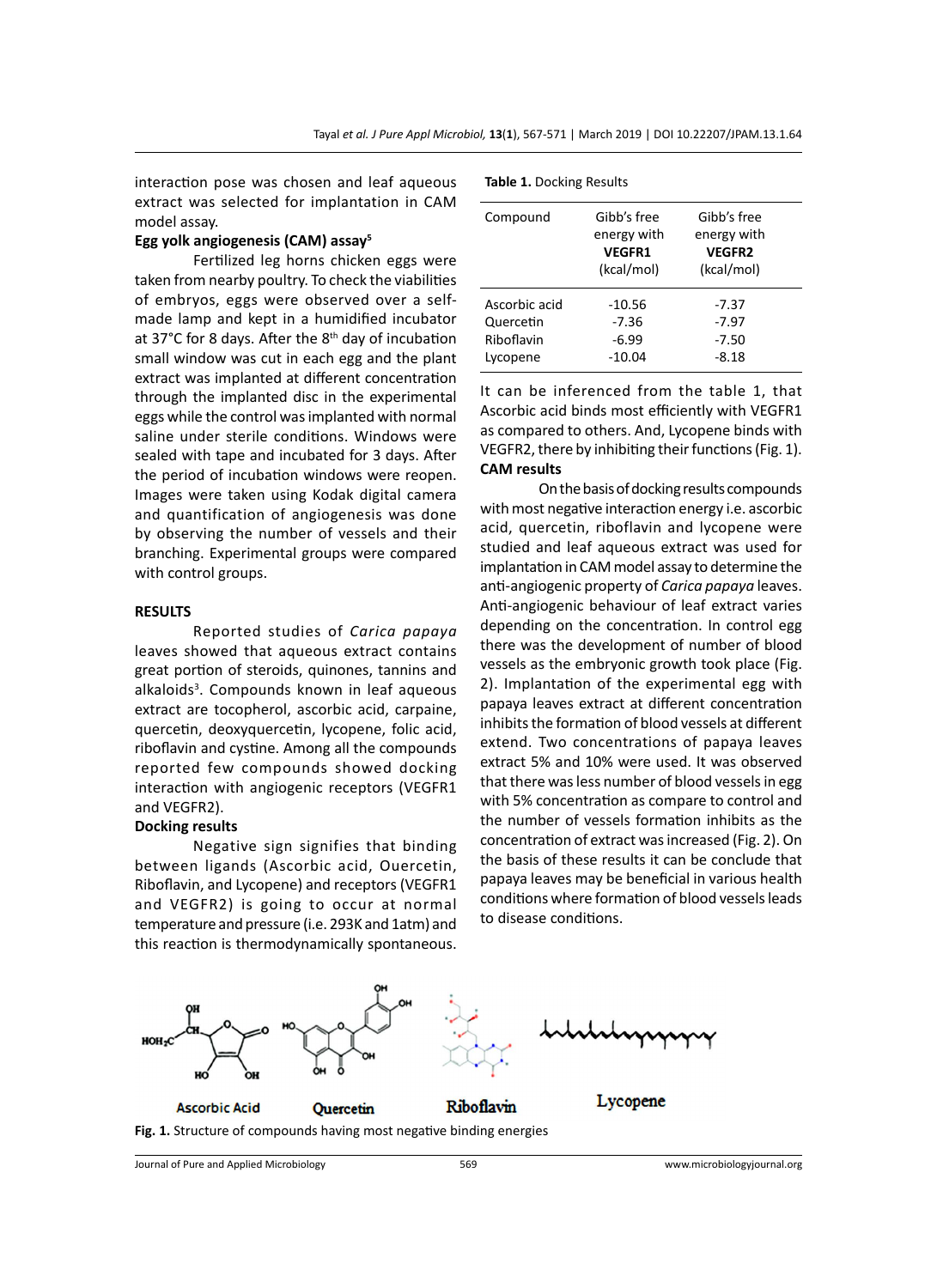interaction pose was chosen and leaf aqueous extract was selected for implantation in CAM model assay.

**Egg yolk angiogenesis (CAM) assay[5]**

Fertilized leg horns chicken eggs were taken from nearby poultry. To check the viabilities of embryos, eggs were observed over a self-made lamp and kept in a humidified incubator at 37°C for 8 days. After the 8th day of incubation small window was cut in each egg and the plant extract was implanted at different concentration through the implanted disc in the experimental eggs while the control was implanted with normal saline under sterile conditions. Windows were sealed with tape and incubated for 3 days. After the period of incubation windows were reopen. Images were taken using Kodak digital camera and quantification of angiogenesis was done by observing the number of vessels and their branching. Experimental groups were compared with control groups.

## RESULTS

Reported studies of *Carica papaya* leaves showed that aqueous extract contains great portion of steroids, quinones, tannins and alkaloids[3]. Compounds known in leaf aqueous extract are tocopherol, ascorbic acid, carpaine, quercetin, deoxyquercetin, lycopene, folic acid, riboflavin and cystine. Among all the compounds reported few compounds showed docking interaction with angiogenic receptors (VEGFR1 and VEGFR2).

**Docking results**

Negative sign signifies that binding between ligands (Ascorbic acid, Ouercetin, Riboflavin, and Lycopene) and receptors (VEGFR1 and VEGFR2) is going to occur at normal temperature and pressure (i.e. 293K and 1atm) and this reaction is thermodynamically spontaneous.

**Table 1.** Docking Results

| Compound | Gibb's free energy with **VEGFR1** (kcal/mol) | Gibb's free energy with **VEGFR2** (kcal/mol) |
|---|---|---|
| Ascorbic acid | -10.56 | -7.37 |
| Quercetin | -7.36 | -7.97 |
| Riboflavin | -6.99 | -7.50 |
| Lycopene | -10.04 | -8.18 |

It can be inferenced from the table 1, that Ascorbic acid binds most efficiently with VEGFR1 as compared to others. And, Lycopene binds with VEGFR2, there by inhibiting their functions (Fig. 1).

**CAM results**

On the basis of docking results compounds with most negative interaction energy i.e. ascorbic acid, quercetin, riboflavin and lycopene were studied and leaf aqueous extract was used for implantation in CAM model assay to determine the anti-angiogenic property of *Carica papaya* leaves. Anti-angiogenic behaviour of leaf extract varies depending on the concentration. In control egg there was the development of number of blood vessels as the embryonic growth took place (Fig. 2). Implantation of the experimental egg with papaya leaves extract at different concentration inhibits the formation of blood vessels at different extend. Two concentrations of papaya leaves extract 5% and 10% were used. It was observed that there was less number of blood vessels in egg with 5% concentration as compare to control and the number of vessels formation inhibits as the concentration of extract was increased (Fig. 2). On the basis of these results it can be conclude that papaya leaves may be beneficial in various health conditions where formation of blood vessels leads to disease conditions.

Ascorbic Acid Quercetin Riboflavin Lycopene

**Fig. 1.** Structure of compounds having most negative binding energies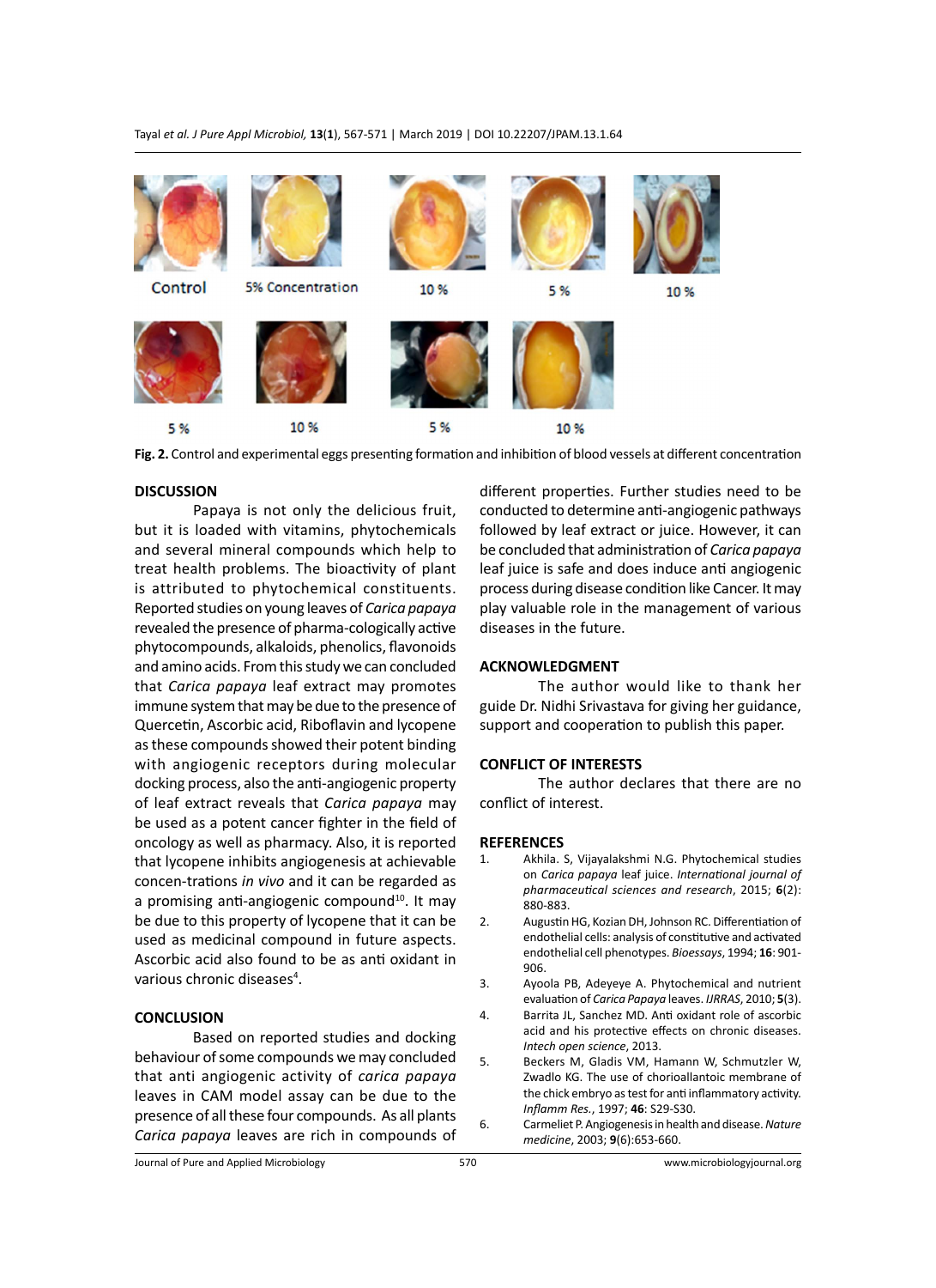Control 5% Concentration 10 % 5 % 10 %

5 % 10 % 5 % 10 %

**Fig. 2.** Control and experimental eggs presenting formation and inhibition of blood vessels at different concentration

## DISCUSSION

Papaya is not only the delicious fruit, but it is loaded with vitamins, phytochemicals and several mineral compounds which help to treat health problems. The bioactivity of plant is attributed to phytochemical constituents. Reported studies on young leaves of *Carica papaya* revealed the presence of pharma-cologically active phytocompounds, alkaloids, phenolics, flavonoids and amino acids. From this study we can concluded that *Carica papaya* leaf extract may promotes immune system that may be due to the presence of Quercetin, Ascorbic acid, Riboflavin and lycopene as these compounds showed their potent binding with angiogenic receptors during molecular docking process, also the anti-angiogenic property of leaf extract reveals that *Carica papaya* may be used as a potent cancer fighter in the field of oncology as well as pharmacy. Also, it is reported that lycopene inhibits angiogenesis at achievable concen-trations *in vivo* and it can be regarded as a promising anti-angiogenic compound[10]. It may be due to this property of lycopene that it can be used as medicinal compound in future aspects. Ascorbic acid also found to be as anti oxidant in various chronic diseases[4].

## CONCLUSION

Based on reported studies and docking behaviour of some compounds we may concluded that anti angiogenic activity of *carica papaya* leaves in CAM model assay can be due to the presence of all these four compounds. As all plants *Carica papaya* leaves are rich in compounds of different properties. Further studies need to be conducted to determine anti-angiogenic pathways followed by leaf extract or juice. However, it can be concluded that administration of *Carica papaya* leaf juice is safe and does induce anti angiogenic process during disease condition like Cancer. It may play valuable role in the management of various diseases in the future.

## ACKNOWLEDGMENT

The author would like to thank her guide Dr. Nidhi Srivastava for giving her guidance, support and cooperation to publish this paper.

## CONFLICT OF INTERESTS

The author declares that there are no conflict of interest.

## REFERENCES

1. Akhila. S, Vijayalakshmi N.G. Phytochemical studies on *Carica papaya* leaf juice. *International journal of pharmaceutical sciences and research*, 2015; **6**(2): 880-883.
2. Augustin HG, Kozian DH, Johnson RC. Differentiation of endothelial cells: analysis of constitutive and activated endothelial cell phenotypes. *Bioessays*, 1994; **16**: 901-906.
3. Ayoola PB, Adeyeye A. Phytochemical and nutrient evaluation of *Carica Papaya* leaves. *IJRRAS*, 2010; **5**(3).
4. Barrita JL, Sanchez MD. Anti oxidant role of ascorbic acid and his protective effects on chronic diseases. *Intech open science*, 2013.
5. Beckers M, Gladis VM, Hamann W, Schmutzler W, Zwadlo KG. The use of chorioallantoic membrane of the chick embryo as test for anti inflammatory activity. *Inflamm Res.*, 1997; **46**: S29-S30.
6. Carmeliet P. Angiogenesis in health and disease. *Nature medicine*, 2003; **9**(6):653-660.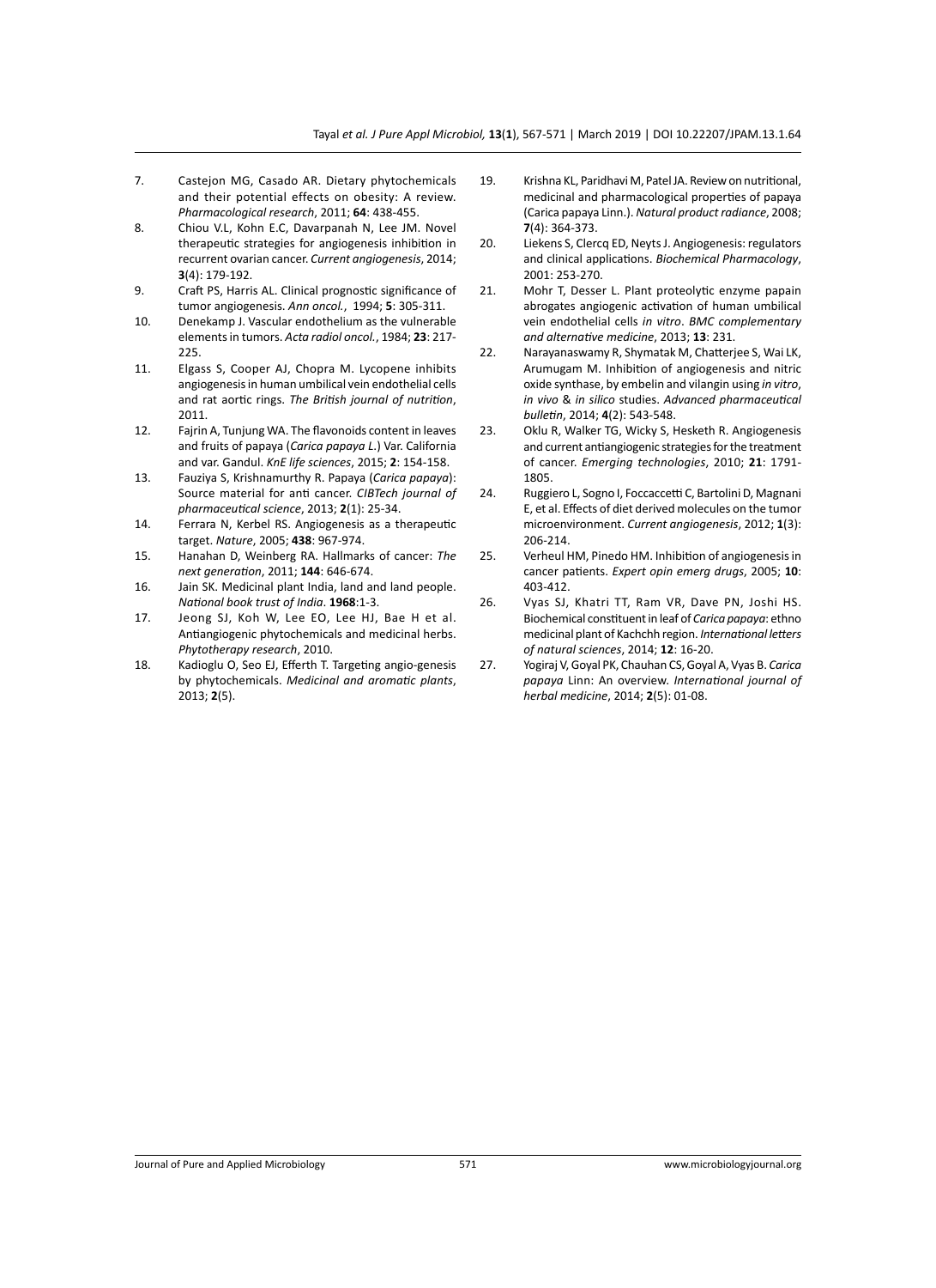7. Castejon MG, Casado AR. Dietary phytochemicals and their potential effects on obesity: A review. *Pharmacological research*, 2011; **64**: 438-455.
8. Chiou V.L, Kohn E.C, Davarpanah N, Lee JM. Novel therapeutic strategies for angiogenesis inhibition in recurrent ovarian cancer. *Current angiogenesis*, 2014; **3**(4): 179-192.
9. Craft PS, Harris AL. Clinical prognostic significance of tumor angiogenesis. *Ann oncol.*, 1994; **5**: 305-311.
10. Denekamp J. Vascular endothelium as the vulnerable elements in tumors. *Acta radiol oncol.*, 1984; **23**: 217-225.
11. Elgass S, Cooper AJ, Chopra M. Lycopene inhibits angiogenesis in human umbilical vein endothelial cells and rat aortic rings. *The British journal of nutrition*, 2011.
12. Fajrin A, Tunjung WA. The flavonoids content in leaves and fruits of papaya (*Carica papaya L.*) Var. California and var. Gandul. *KnE life sciences*, 2015; **2**: 154-158.
13. Fauziya S, Krishnamurthy R. Papaya (*Carica papaya*): Source material for anti cancer. *CIBTech journal of pharmaceutical science*, 2013; **2**(1): 25-34.
14. Ferrara N, Kerbel RS. Angiogenesis as a therapeutic target. *Nature*, 2005; **438**: 967-974.
15. Hanahan D, Weinberg RA. Hallmarks of cancer: *The next generation*, 2011; **144**: 646-674.
16. Jain SK. Medicinal plant India, land and land people. *National book trust of India*. **1968**:1-3.
17. Jeong SJ, Koh W, Lee EO, Lee HJ, Bae H et al. Antiangiogenic phytochemicals and medicinal herbs. *Phytotherapy research*, 2010.
18. Kadioglu O, Seo EJ, Efferth T. Targeting angio-genesis by phytochemicals. *Medicinal and aromatic plants*, 2013; **2**(5).
19. Krishna KL, Paridhavi M, Patel JA. Review on nutritional, medicinal and pharmacological properties of papaya (Carica papaya Linn.). *Natural product radiance*, 2008; **7**(4): 364-373.
20. Liekens S, Clercq ED, Neyts J. Angiogenesis: regulators and clinical applications. *Biochemical Pharmacology*, 2001: 253-270.
21. Mohr T, Desser L. Plant proteolytic enzyme papain abrogates angiogenic activation of human umbilical vein endothelial cells *in vitro*. *BMC complementary and alternative medicine*, 2013; **13**: 231.
22. Narayanaswamy R, Shymatak M, Chatterjee S, Wai LK, Arumugam M. Inhibition of angiogenesis and nitric oxide synthase, by embelin and vilangin using *in vitro*, *in vivo* & *in silico* studies. *Advanced pharmaceutical bulletin*, 2014; **4**(2): 543-548.
23. Oklu R, Walker TG, Wicky S, Hesketh R. Angiogenesis and current antiangiogenic strategies for the treatment of cancer. *Emerging technologies*, 2010; **21**: 1791-1805.
24. Ruggiero L, Sogno I, Foccaccetti C, Bartolini D, Magnani E, et al. Effects of diet derived molecules on the tumor microenvironment. *Current angiogenesis*, 2012; **1**(3): 206-214.
25. Verheul HM, Pinedo HM. Inhibition of angiogenesis in cancer patients. *Expert opin emerg drugs*, 2005; **10**: 403-412.
26. Vyas SJ, Khatri TT, Ram VR, Dave PN, Joshi HS. Biochemical constituent in leaf of *Carica papaya*: ethno medicinal plant of Kachchh region. *International letters of natural sciences*, 2014; **12**: 16-20.
27. Yogiraj V, Goyal PK, Chauhan CS, Goyal A, Vyas B. *Carica papaya* Linn: An overview. *International journal of herbal medicine*, 2014; **2**(5): 01-08.